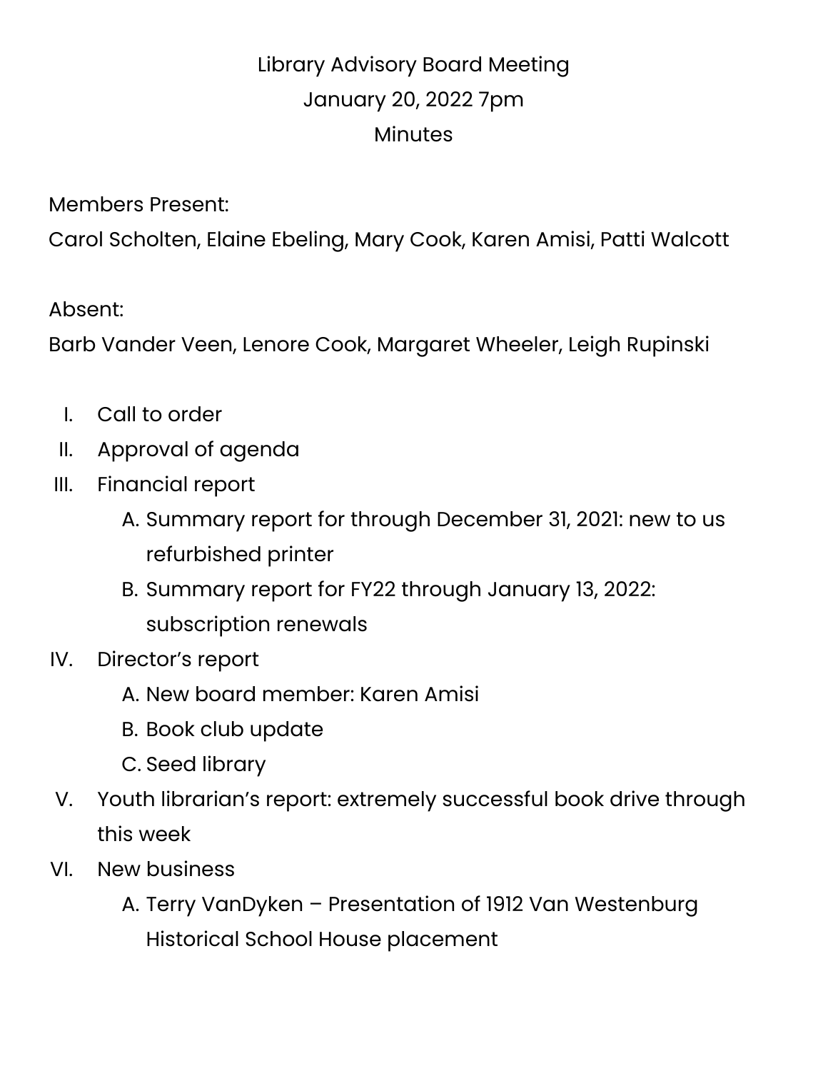# Library Advisory Board Meeting

## January 20, 2022 7pm

## Minutes

Members Present:
Carol Scholten, Elaine Ebeling, Mary Cook, Karen Amisi, Patti Walcott

Absent:
Barb Vander Veen, Lenore Cook, Margaret Wheeler, Leigh Rupinski

I. Call to order
II. Approval of agenda
III. Financial report
    A. Summary report for through December 31, 2021: new to us refurbished printer
    B. Summary report for FY22 through January 13, 2022: subscription renewals
IV. Director's report
    A. New board member: Karen Amisi
    B. Book club update
    C. Seed library
V. Youth librarian's report: extremely successful book drive through this week
VI. New business
    A. Terry VanDyken – Presentation of 1912 Van Westenburg Historical School House placement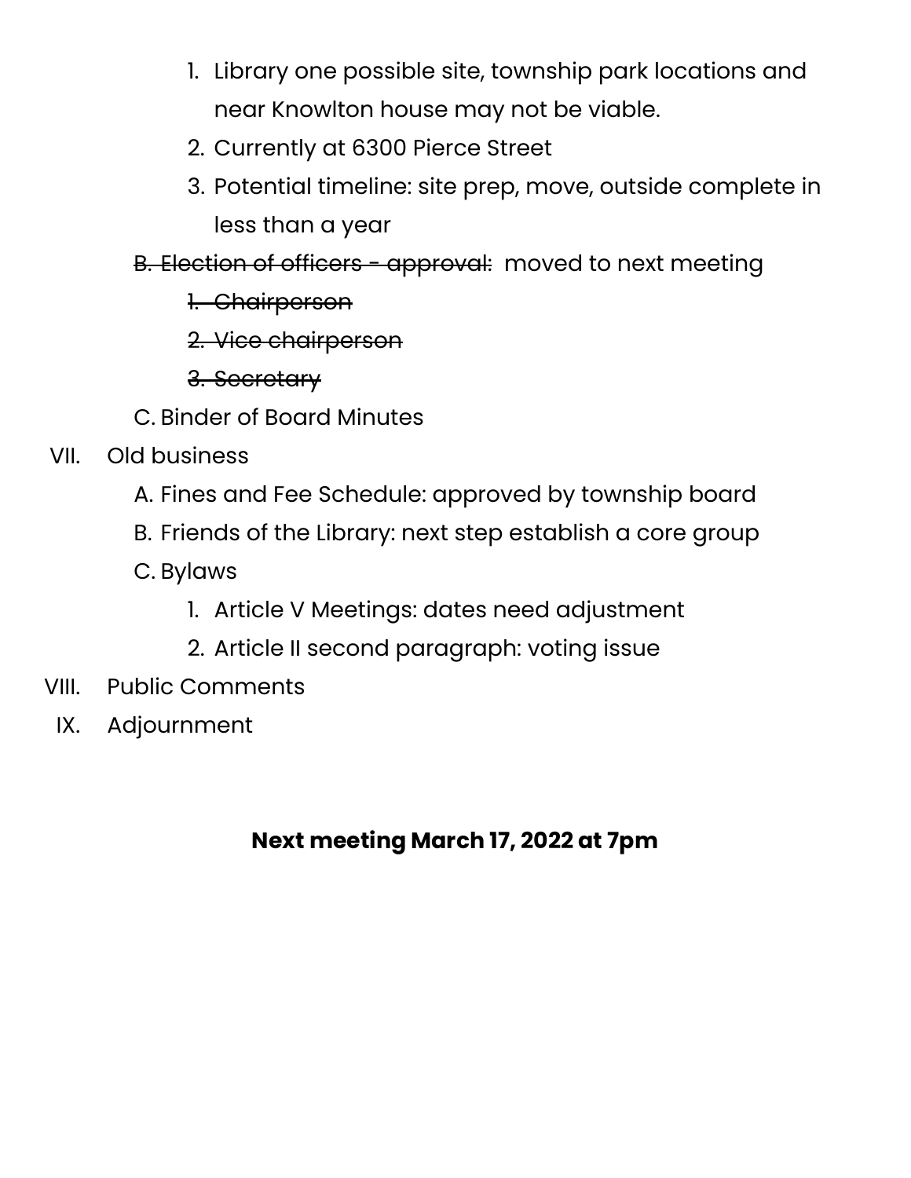1. Library one possible site, township park locations and near Knowlton house may not be viable.
2. Currently at 6300 Pierce Street
3. Potential timeline: site prep, move, outside complete in less than a year

B. ~~Election of officers - approval:~~ moved to next meeting

1. ~~Chairperson~~
2. ~~Vice chairperson~~
3. ~~Secretary~~

C. Binder of Board Minutes

VII. Old business

A. Fines and Fee Schedule: approved by township board

B. Friends of the Library: next step establish a core group

C. Bylaws

1. Article V Meetings: dates need adjustment
2. Article II second paragraph: voting issue

VIII. Public Comments

IX. Adjournment

**Next meeting March 17, 2022 at 7pm**